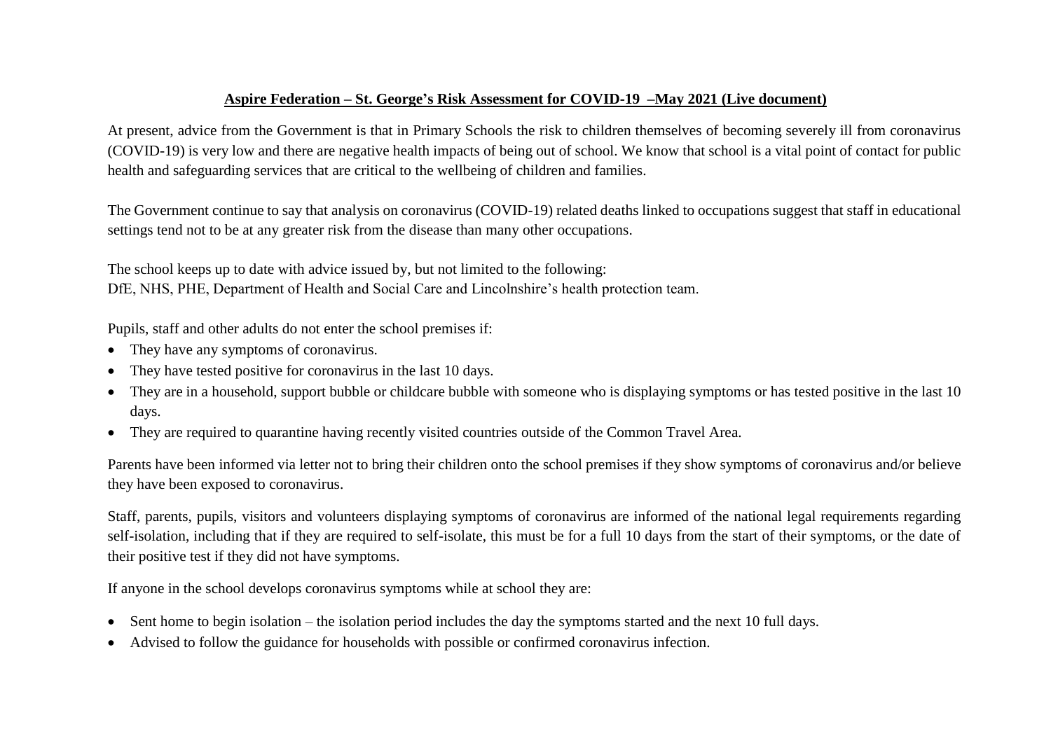# Aspire Federation – St. George's Risk Assessment for COVID-19 –May 2021 (Live document)

At present, advice from the Government is that in Primary Schools the risk to children themselves of becoming severely ill from coronavirus (COVID-19) is very low and there are negative health impacts of being out of school. We know that school is a vital point of contact for public health and safeguarding services that are critical to the wellbeing of children and families.

The Government continue to say that analysis on coronavirus (COVID-19) related deaths linked to occupations suggest that staff in educational settings tend not to be at any greater risk from the disease than many other occupations.

The school keeps up to date with advice issued by, but not limited to the following:
DfE, NHS, PHE, Department of Health and Social Care and Lincolnshire's health protection team.

Pupils, staff and other adults do not enter the school premises if:

- They have any symptoms of coronavirus.
- They have tested positive for coronavirus in the last 10 days.
- They are in a household, support bubble or childcare bubble with someone who is displaying symptoms or has tested positive in the last 10 days.
- They are required to quarantine having recently visited countries outside of the Common Travel Area.

Parents have been informed via letter not to bring their children onto the school premises if they show symptoms of coronavirus and/or believe they have been exposed to coronavirus.

Staff, parents, pupils, visitors and volunteers displaying symptoms of coronavirus are informed of the national legal requirements regarding self-isolation, including that if they are required to self-isolate, this must be for a full 10 days from the start of their symptoms, or the date of their positive test if they did not have symptoms.

If anyone in the school develops coronavirus symptoms while at school they are:

- Sent home to begin isolation – the isolation period includes the day the symptoms started and the next 10 full days.
- Advised to follow the guidance for households with possible or confirmed coronavirus infection.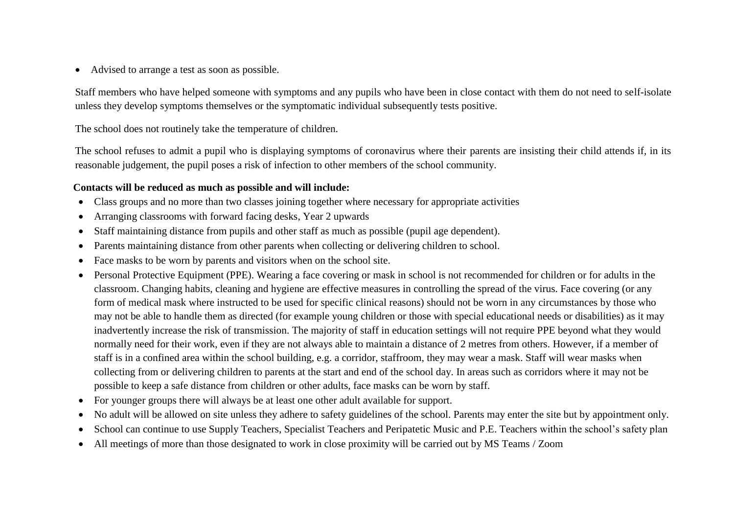- Advised to arrange a test as soon as possible.

Staff members who have helped someone with symptoms and any pupils who have been in close contact with them do not need to self-isolate unless they develop symptoms themselves or the symptomatic individual subsequently tests positive.

The school does not routinely take the temperature of children.

The school refuses to admit a pupil who is displaying symptoms of coronavirus where their parents are insisting their child attends if, in its reasonable judgement, the pupil poses a risk of infection to other members of the school community.

**Contacts will be reduced as much as possible and will include:**

- Class groups and no more than two classes joining together where necessary for appropriate activities
- Arranging classrooms with forward facing desks, Year 2 upwards
- Staff maintaining distance from pupils and other staff as much as possible (pupil age dependent).
- Parents maintaining distance from other parents when collecting or delivering children to school.
- Face masks to be worn by parents and visitors when on the school site.
- Personal Protective Equipment (PPE). Wearing a face covering or mask in school is not recommended for children or for adults in the classroom. Changing habits, cleaning and hygiene are effective measures in controlling the spread of the virus. Face covering (or any form of medical mask where instructed to be used for specific clinical reasons) should not be worn in any circumstances by those who may not be able to handle them as directed (for example young children or those with special educational needs or disabilities) as it may inadvertently increase the risk of transmission. The majority of staff in education settings will not require PPE beyond what they would normally need for their work, even if they are not always able to maintain a distance of 2 metres from others. However, if a member of staff is in a confined area within the school building, e.g. a corridor, staffroom, they may wear a mask. Staff will wear masks when collecting from or delivering children to parents at the start and end of the school day. In areas such as corridors where it may not be possible to keep a safe distance from children or other adults, face masks can be worn by staff.
- For younger groups there will always be at least one other adult available for support.
- No adult will be allowed on site unless they adhere to safety guidelines of the school. Parents may enter the site but by appointment only.
- School can continue to use Supply Teachers, Specialist Teachers and Peripatetic Music and P.E. Teachers within the school's safety plan
- All meetings of more than those designated to work in close proximity will be carried out by MS Teams / Zoom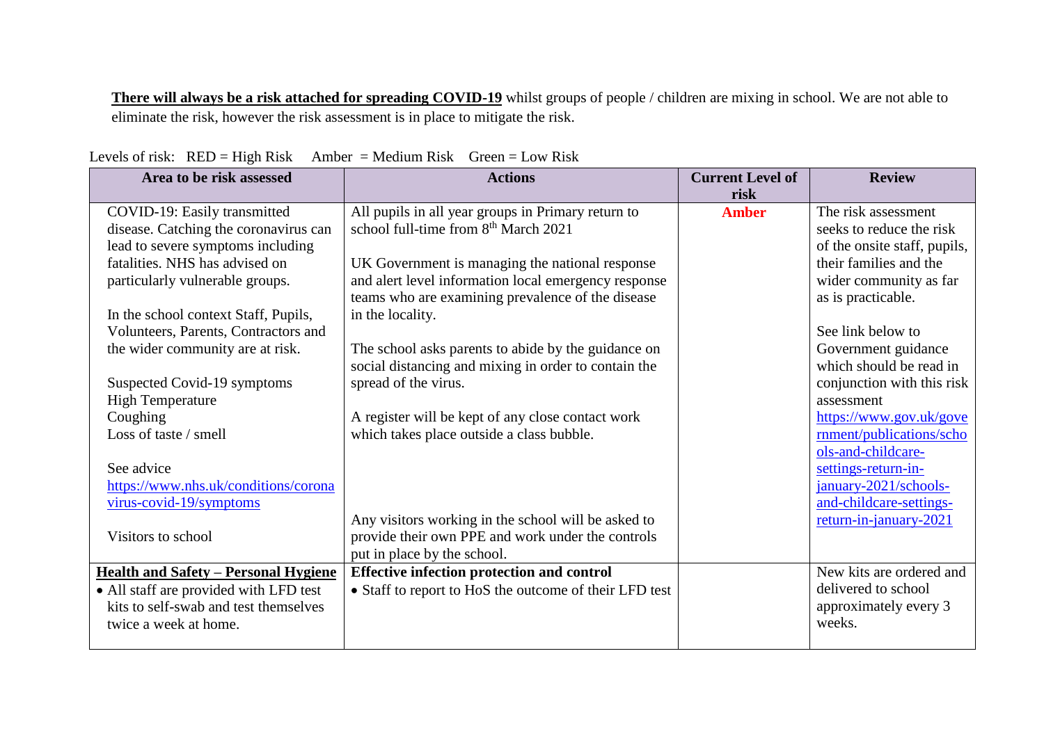**There will always be a risk attached for spreading COVID-19** whilst groups of people / children are mixing in school. We are not able to eliminate the risk, however the risk assessment is in place to mitigate the risk.

Levels of risk: RED = High Risk Amber = Medium Risk Green = Low Risk

| Area to be risk assessed | Actions | Current Level of risk | Review |
|---|---|---|---|
| COVID-19: Easily transmitted disease. Catching the coronavirus can lead to severe symptoms including fatalities. NHS has advised on particularly vulnerable groups.<br><br>In the school context Staff, Pupils, Volunteers, Parents, Contractors and the wider community are at risk.<br><br>Suspected Covid-19 symptoms<br>High Temperature<br>Coughing<br>Loss of taste / smell<br><br>See advice https://www.nhs.uk/conditions/coronavirus-covid-19/symptoms<br><br>Visitors to school | All pupils in all year groups in Primary return to school full-time from 8th March 2021<br><br>UK Government is managing the national response and alert level information local emergency response teams who are examining prevalence of the disease in the locality.<br><br>The school asks parents to abide by the guidance on social distancing and mixing in order to contain the spread of the virus.<br><br>A register will be kept of any close contact work which takes place outside a class bubble.<br><br>Any visitors working in the school will be asked to provide their own PPE and work under the controls put in place by the school. | **Amber** | The risk assessment seeks to reduce the risk of the onsite staff, pupils, their families and the wider community as far as is practicable.<br><br>See link below to Government guidance which should be read in conjunction with this risk assessment https://www.gov.uk/government/publications/schools-and-childcare-settings-return-in-january-2021/schools-and-childcare-settings-return-in-january-2021 |
| **Health and Safety – Personal Hygiene**<br>• All staff are provided with LFD test kits to self-swab and test themselves twice a week at home. | **Effective infection protection and control**<br>• Staff to report to HoS the outcome of their LFD test | | New kits are ordered and delivered to school approximately every 3 weeks. |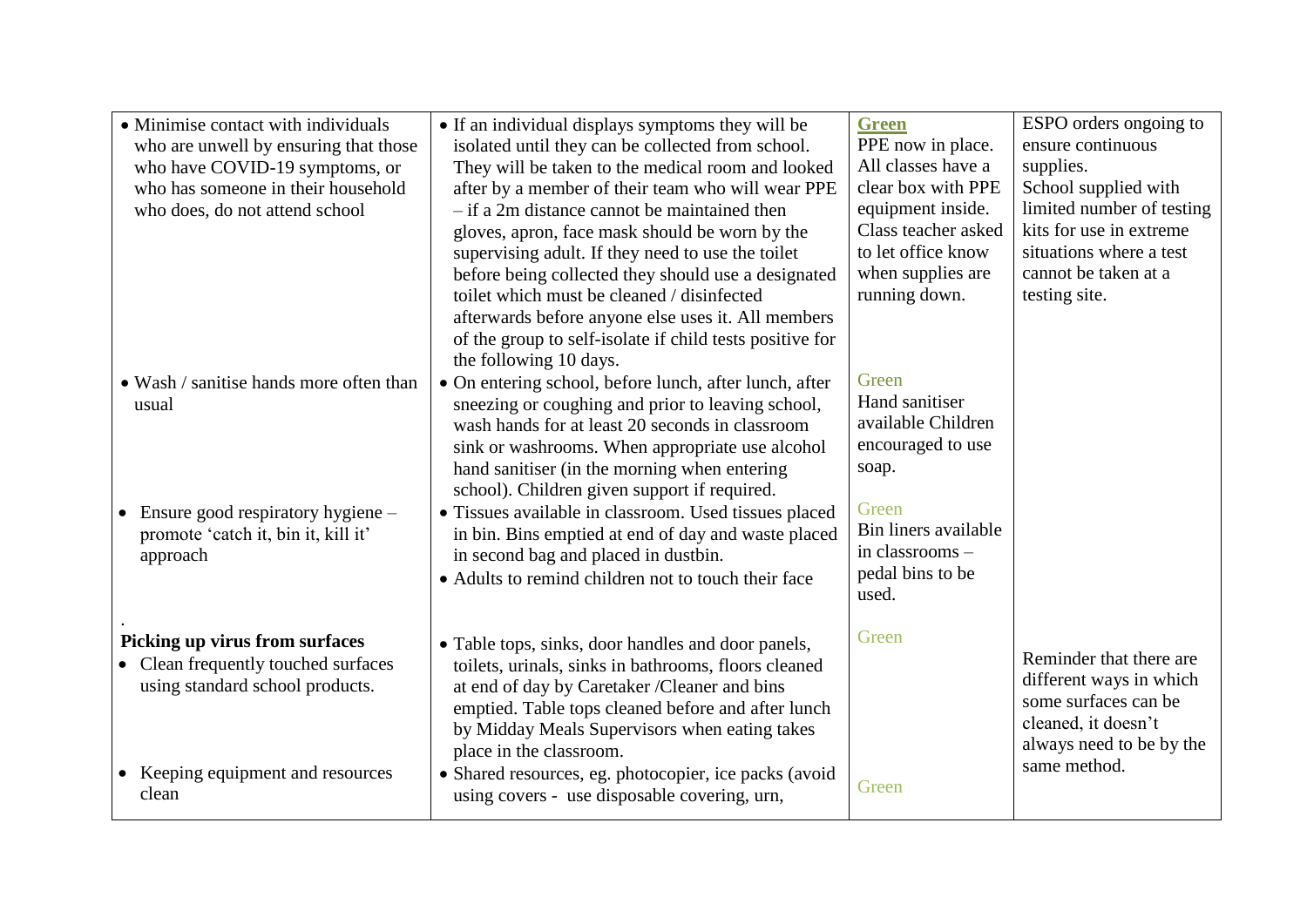| | | | |
|---|---|---|---|
| • Minimise contact with individuals who are unwell by ensuring that those who have COVID-19 symptoms, or who has someone in their household who does, do not attend school | • If an individual displays symptoms they will be isolated until they can be collected from school. They will be taken to the medical room and looked after by a member of their team who will wear PPE – if a 2m distance cannot be maintained then gloves, apron, face mask should be worn by the supervising adult. If they need to use the toilet before being collected they should use a designated toilet which must be cleaned / disinfected afterwards before anyone else uses it. All members of the group to self-isolate if child tests positive for the following 10 days. | **Green** PPE now in place. All classes have a clear box with PPE equipment inside. Class teacher asked to let office know when supplies are running down. | ESPO orders ongoing to ensure continuous supplies. School supplied with limited number of testing kits for use in extreme situations where a test cannot be taken at a testing site. |
| • Wash / sanitise hands more often than usual | • On entering school, before lunch, after lunch, after sneezing or coughing and prior to leaving school, wash hands for at least 20 seconds in classroom sink or washrooms. When appropriate use alcohol hand sanitiser (in the morning when entering school). Children given support if required. | Green Hand sanitiser available Children encouraged to use soap. | |
| • Ensure good respiratory hygiene – promote 'catch it, bin it, kill it' approach | • Tissues available in classroom. Used tissues placed in bin. Bins emptied at end of day and waste placed in second bag and placed in dustbin. • Adults to remind children not to touch their face | Green Bin liners available in classrooms – pedal bins to be used. | |
| . **Picking up virus from surfaces** • Clean frequently touched surfaces using standard school products. | • Table tops, sinks, door handles and door panels, toilets, urinals, sinks in bathrooms, floors cleaned at end of day by Caretaker /Cleaner and bins emptied. Table tops cleaned before and after lunch by Midday Meals Supervisors when eating takes place in the classroom. | Green | Reminder that there are different ways in which some surfaces can be cleaned, it doesn't always need to be by the same method. |
| • Keeping equipment and resources clean | • Shared resources, eg. photocopier, ice packs (avoid using covers - use disposable covering, urn, | Green | |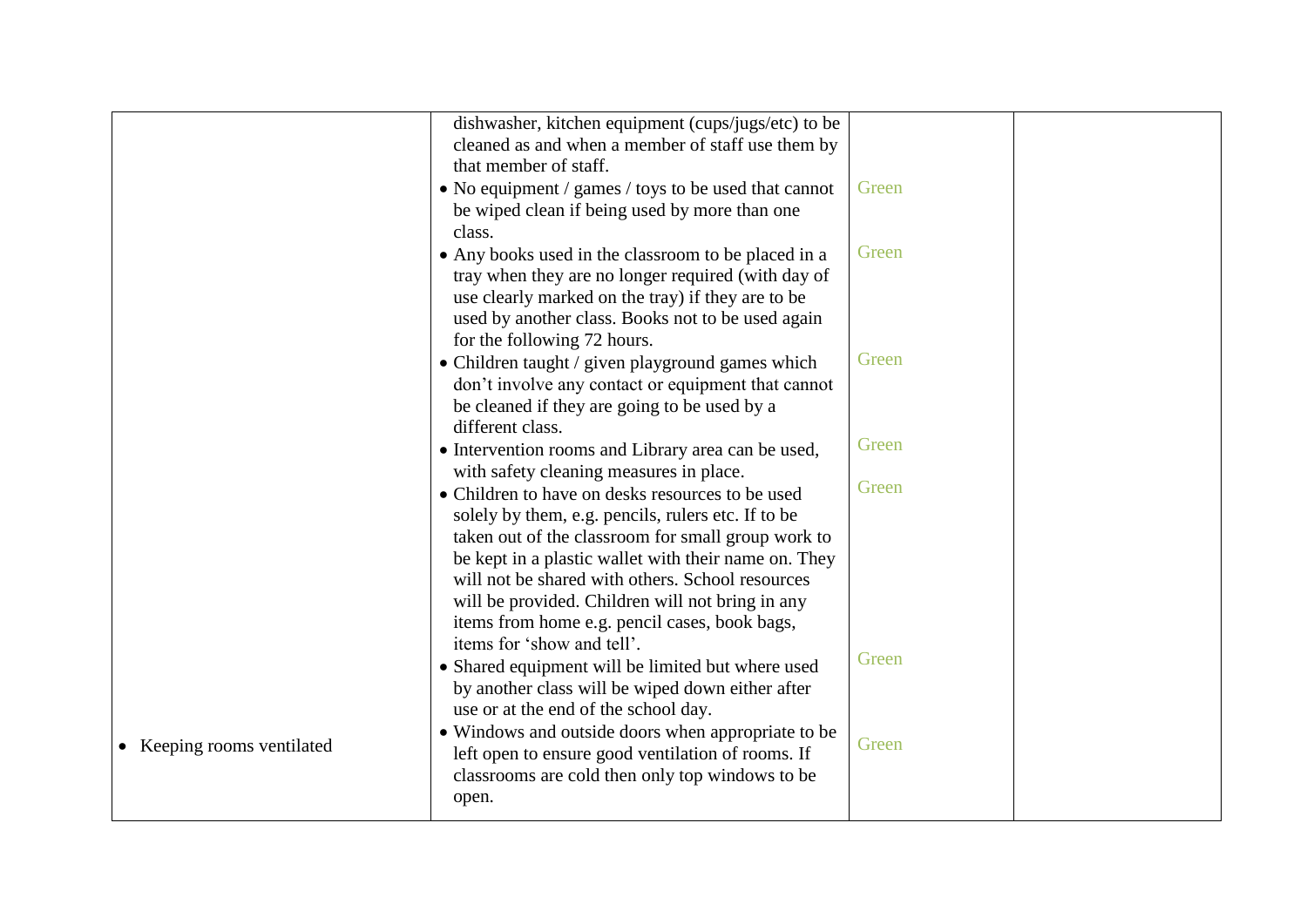| | | | |
|---|---|---|---|
| | dishwasher, kitchen equipment (cups/jugs/etc) to be cleaned as and when a member of staff use them by that member of staff. | | |
| | • No equipment / games / toys to be used that cannot be wiped clean if being used by more than one class. | Green | |
| | • Any books used in the classroom to be placed in a tray when they are no longer required (with day of use clearly marked on the tray) if they are to be used by another class. Books not to be used again for the following 72 hours. | Green | |
| | • Children taught / given playground games which don't involve any contact or equipment that cannot be cleaned if they are going to be used by a different class. | Green | |
| | • Intervention rooms and Library area can be used, with safety cleaning measures in place. | Green | |
| | • Children to have on desks resources to be used solely by them, e.g. pencils, rulers etc. If to be taken out of the classroom for small group work to be kept in a plastic wallet with their name on. They will not be shared with others. School resources will be provided. Children will not bring in any items from home e.g. pencil cases, book bags, items for 'show and tell'. | Green | |
| | • Shared equipment will be limited but where used by another class will be wiped down either after use or at the end of the school day. | Green | |
| • Keeping rooms ventilated | • Windows and outside doors when appropriate to be left open to ensure good ventilation of rooms. If classrooms are cold then only top windows to be open. | Green | |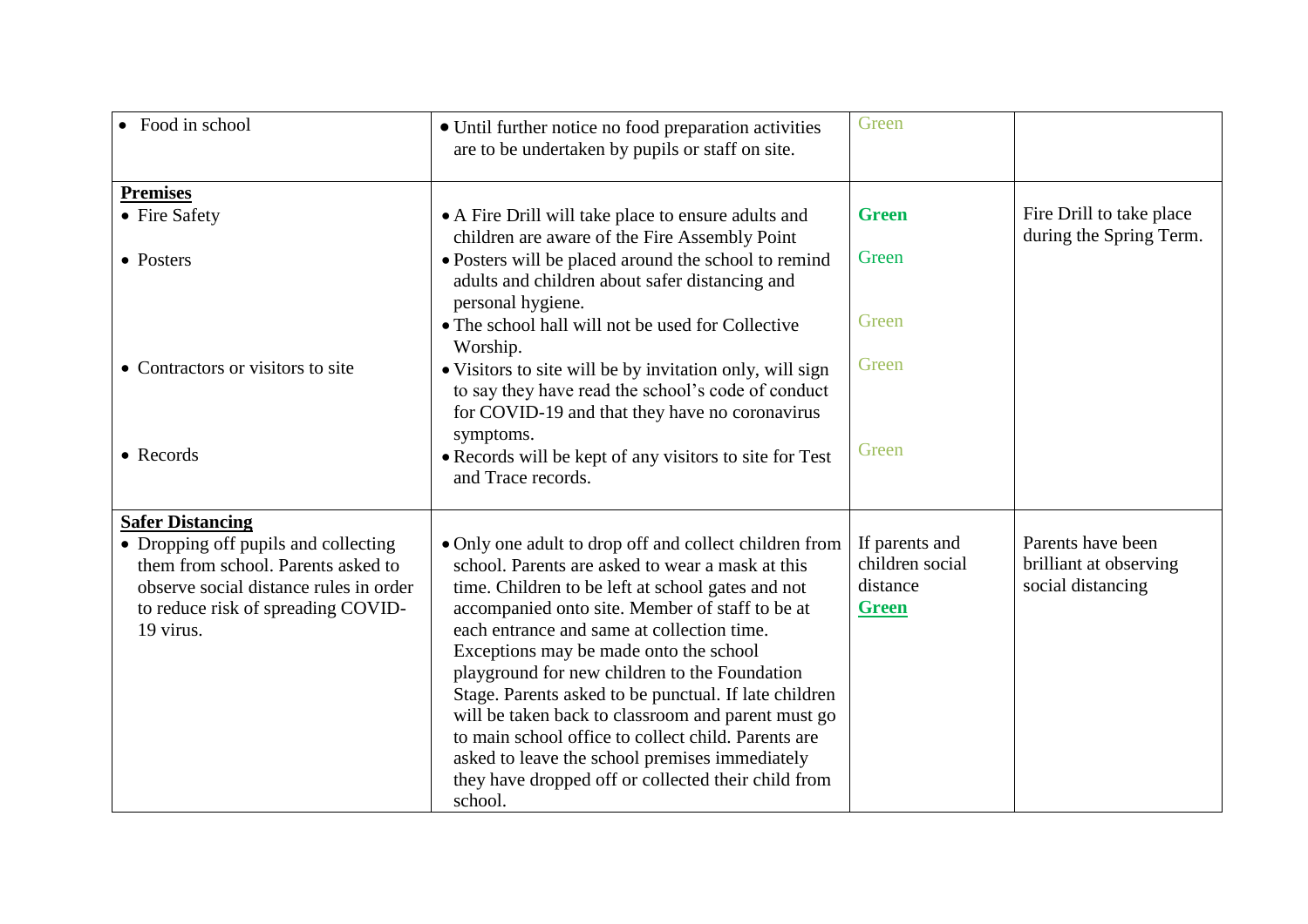| | | | |
|---|---|---|---|
| • Food in school | • Until further notice no food preparation activities are to be undertaken by pupils or staff on site. | Green | |
| **Premises**<br>• Fire Safety<br><br>• Posters<br><br><br><br><br>• Contractors or visitors to site<br><br><br><br>• Records | • A Fire Drill will take place to ensure adults and children are aware of the Fire Assembly Point<br>• Posters will be placed around the school to remind adults and children about safer distancing and personal hygiene.<br>• The school hall will not be used for Collective Worship.<br>• Visitors to site will be by invitation only, will sign to say they have read the school's code of conduct for COVID-19 and that they have no coronavirus symptoms.<br>• Records will be kept of any visitors to site for Test and Trace records. | **Green**<br><br>Green<br><br><br>Green<br><br>Green<br><br><br><br>Green | Fire Drill to take place during the Spring Term. |
| **Safer Distancing**<br>• Dropping off pupils and collecting them from school. Parents asked to observe social distance rules in order to reduce risk of spreading COVID-19 virus. | • Only one adult to drop off and collect children from school. Parents are asked to wear a mask at this time. Children to be left at school gates and not accompanied onto site. Member of staff to be at each entrance and same at collection time. Exceptions may be made onto the school playground for new children to the Foundation Stage. Parents asked to be punctual. If late children will be taken back to classroom and parent must go to main school office to collect child. Parents are asked to leave the school premises immediately they have dropped off or collected their child from school. | If parents and children social distance<br>**Green** | Parents have been brilliant at observing social distancing |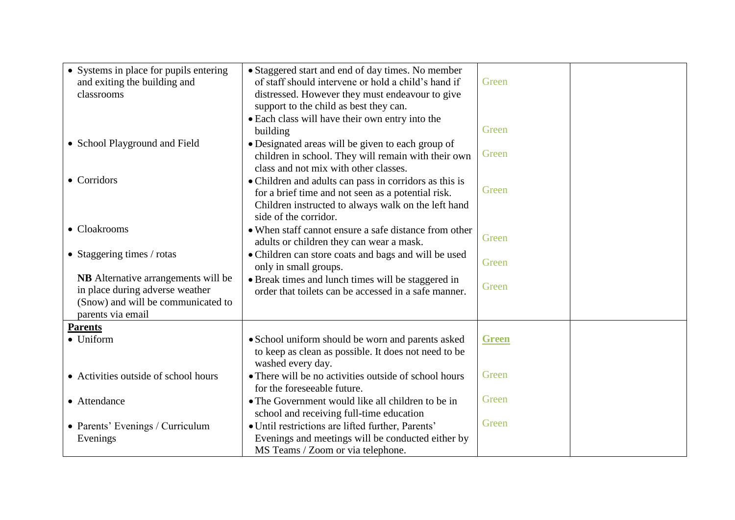| | | | |
|---|---|---|---|
| • Systems in place for pupils entering and exiting the building and classrooms | • Staggered start and end of day times. No member of staff should intervene or hold a child's hand if distressed. However they must endeavour to give support to the child as best they can. | Green | |
| | • Each class will have their own entry into the building | Green | |
| • School Playground and Field | • Designated areas will be given to each group of children in school. They will remain with their own class and not mix with other classes. | Green | |
| • Corridors | • Children and adults can pass in corridors as this is for a brief time and not seen as a potential risk. Children instructed to always walk on the left hand side of the corridor. | Green | |
| • Cloakrooms | • When staff cannot ensure a safe distance from other adults or children they can wear a mask. | Green | |
| • Staggering times / rotas | • Children can store coats and bags and will be used only in small groups. | Green | |
| **NB** Alternative arrangements will be in place during adverse weather (Snow) and will be communicated to parents via email | • Break times and lunch times will be staggered in order that toilets can be accessed in a safe manner. | Green | |
| **Parents** | | | |
| • Uniform | • School uniform should be worn and parents asked to keep as clean as possible. It does not need to be washed every day. | **Green** | |
| • Activities outside of school hours | • There will be no activities outside of school hours for the foreseeable future. | Green | |
| • Attendance | • The Government would like all children to be in school and receiving full-time education | Green | |
| • Parents' Evenings / Curriculum Evenings | • Until restrictions are lifted further, Parents' Evenings and meetings will be conducted either by MS Teams / Zoom or via telephone. | Green | |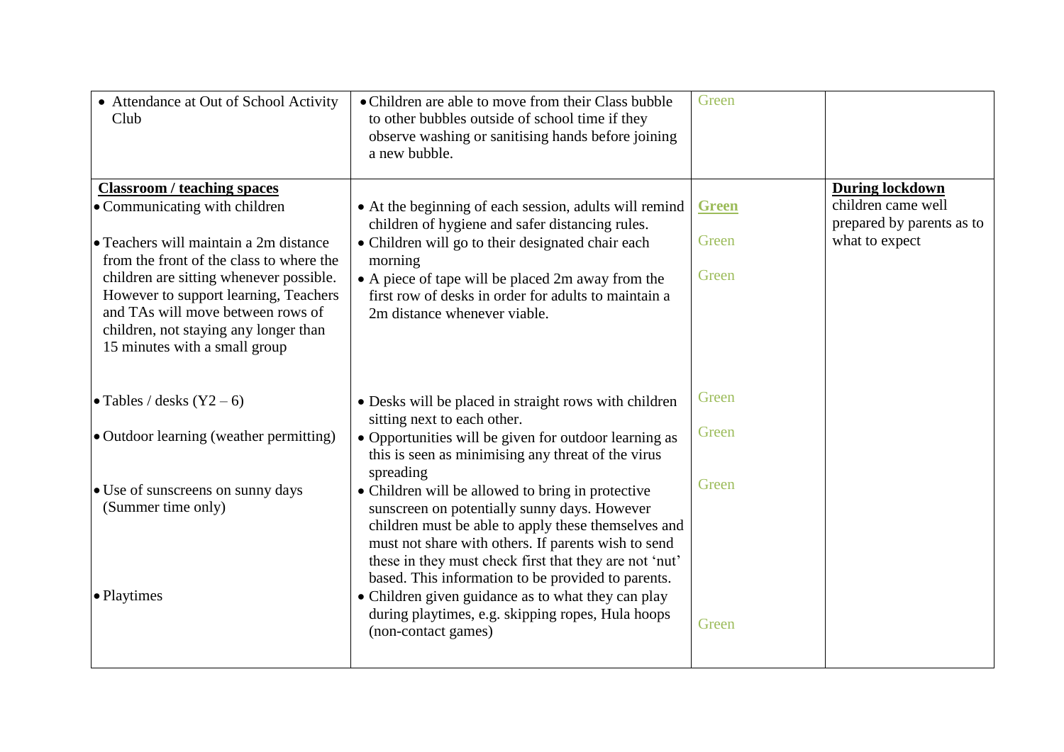| | | | |
|---|---|---|---|
| • Attendance at Out of School Activity Club | • Children are able to move from their Class bubble to other bubbles outside of school time if they observe washing or sanitising hands before joining a new bubble. | Green | |
| **Classroom / teaching spaces**<br>• Communicating with children<br><br>• Teachers will maintain a 2m distance from the front of the class to where the children are sitting whenever possible. However to support learning, Teachers and TAs will move between rows of children, not staying any longer than 15 minutes with a small group<br><br>• Tables / desks (Y2 – 6)<br><br>• Outdoor learning (weather permitting)<br><br>• Use of sunscreens on sunny days (Summer time only)<br><br>• Playtimes | • At the beginning of each session, adults will remind children of hygiene and safer distancing rules.<br>• Children will go to their designated chair each morning<br>• A piece of tape will be placed 2m away from the first row of desks in order for adults to maintain a 2m distance whenever viable.<br><br>• Desks will be placed in straight rows with children sitting next to each other.<br>• Opportunities will be given for outdoor learning as this is seen as minimising any threat of the virus spreading<br>• Children will be allowed to bring in protective sunscreen on potentially sunny days. However children must be able to apply these themselves and must not share with others. If parents wish to send these in they must check first that they are not 'nut' based. This information to be provided to parents.<br>• Children given guidance as to what they can play during playtimes, e.g. skipping ropes, Hula hoops (non-contact games) | **Green**<br><br>Green<br><br>Green<br><br>Green<br><br>Green<br><br>Green<br><br>Green | **During lockdown** children came well prepared by parents as to what to expect |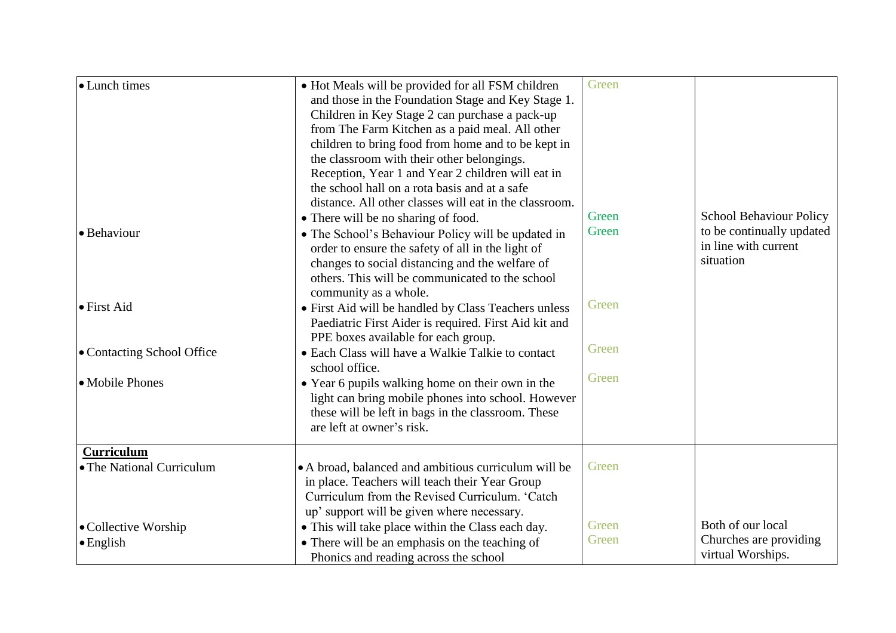| | | | |
|---|---|---|---|
| • Lunch times | • Hot Meals will be provided for all FSM children and those in the Foundation Stage and Key Stage 1. Children in Key Stage 2 can purchase a pack-up from The Farm Kitchen as a paid meal. All other children to bring food from home and to be kept in the classroom with their other belongings. Reception, Year 1 and Year 2 children will eat in the school hall on a rota basis and at a safe distance. All other classes will eat in the classroom.<br>• There will be no sharing of food. | Green<br><br>Green | |
| • Behaviour | • The School's Behaviour Policy will be updated in order to ensure the safety of all in the light of changes to social distancing and the welfare of others. This will be communicated to the school community as a whole. | Green | School Behaviour Policy to be continually updated in line with current situation |
| • First Aid | • First Aid will be handled by Class Teachers unless Paediatric First Aider is required. First Aid kit and PPE boxes available for each group. | Green | |
| • Contacting School Office | • Each Class will have a Walkie Talkie to contact school office. | Green | |
| • Mobile Phones | • Year 6 pupils walking home on their own in the light can bring mobile phones into school. However these will be left in bags in the classroom. These are left at owner's risk. | Green | |
| **Curriculum**<br>• The National Curriculum | • A broad, balanced and ambitious curriculum will be in place. Teachers will teach their Year Group Curriculum from the Revised Curriculum. 'Catch up' support will be given where necessary. | Green | |
| • Collective Worship | • This will take place within the Class each day. | Green | Both of our local Churches are providing virtual Worships. |
| • English | • There will be an emphasis on the teaching of Phonics and reading across the school | Green | |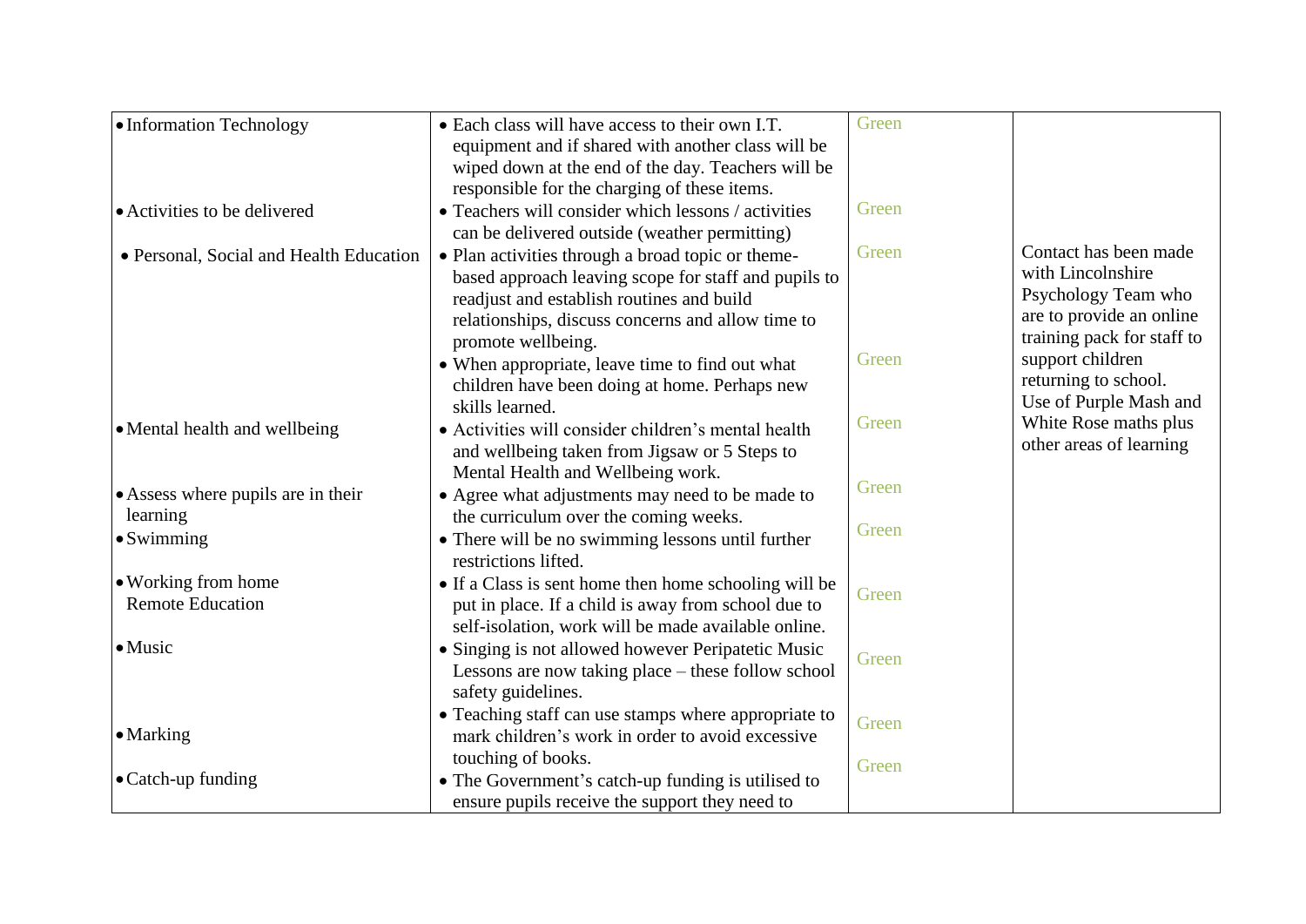| | | | |
|---|---|---|---|
| • Information Technology | • Each class will have access to their own I.T. equipment and if shared with another class will be wiped down at the end of the day. Teachers will be responsible for the charging of these items. | Green | |
| • Activities to be delivered | • Teachers will consider which lessons / activities can be delivered outside (weather permitting) | Green | |
| • Personal, Social and Health Education | • Plan activities through a broad topic or theme-based approach leaving scope for staff and pupils to readjust and establish routines and build relationships, discuss concerns and allow time to promote wellbeing.<br>• When appropriate, leave time to find out what children have been doing at home. Perhaps new skills learned. | Green<br><br>Green | Contact has been made with Lincolnshire Psychology Team who are to provide an online training pack for staff to support children returning to school.<br>Use of Purple Mash and White Rose maths plus other areas of learning |
| • Mental health and wellbeing | • Activities will consider children's mental health and wellbeing taken from Jigsaw or 5 Steps to Mental Health and Wellbeing work. | Green | |
| • Assess where pupils are in their learning | • Agree what adjustments may need to be made to the curriculum over the coming weeks. | Green | |
| • Swimming | • There will be no swimming lessons until further restrictions lifted. | Green | |
| • Working from home<br>Remote Education | • If a Class is sent home then home schooling will be put in place. If a child is away from school due to self-isolation, work will be made available online. | Green | |
| • Music | • Singing is not allowed however Peripatetic Music Lessons are now taking place – these follow school safety guidelines. | Green | |
| • Marking | • Teaching staff can use stamps where appropriate to mark children's work in order to avoid excessive touching of books. | Green | |
| • Catch-up funding | • The Government's catch-up funding is utilised to ensure pupils receive the support they need to | Green | |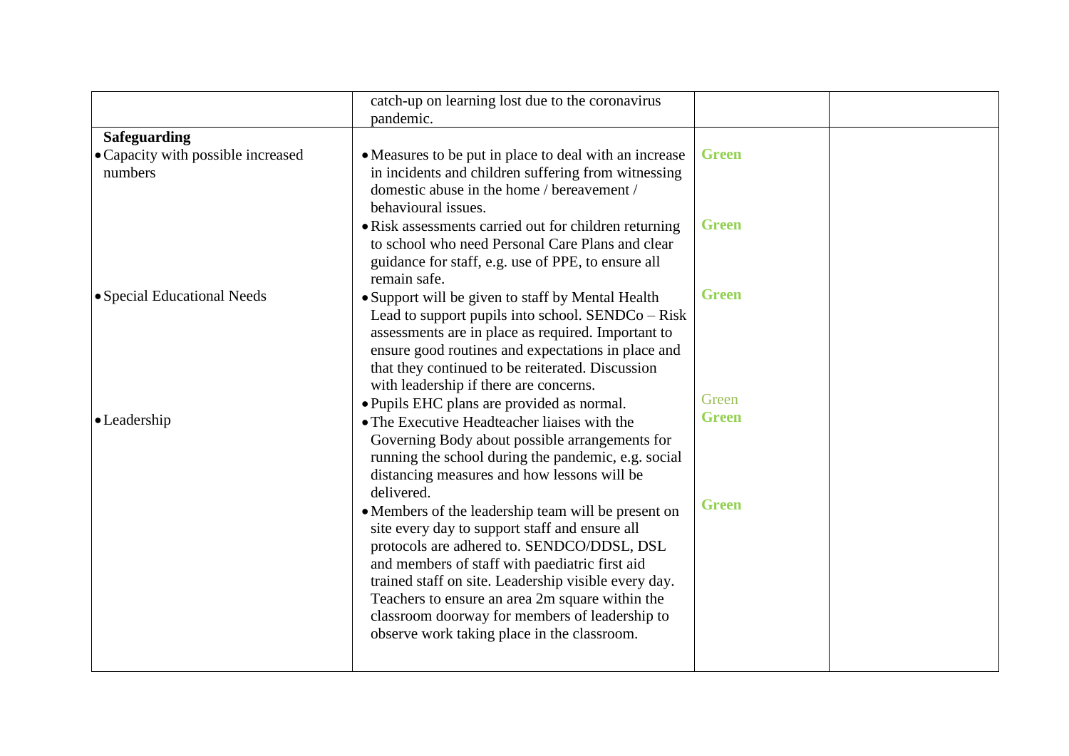| | | | |
|---|---|---|---|
| | catch-up on learning lost due to the coronavirus pandemic. | | |
| **Safeguarding**<br>• Capacity with possible increased numbers | • Measures to be put in place to deal with an increase in incidents and children suffering from witnessing domestic abuse in the home / bereavement / behavioural issues.<br>• Risk assessments carried out for children returning to school who need Personal Care Plans and clear guidance for staff, e.g. use of PPE, to ensure all remain safe. | **Green**<br><br>**Green** | |
| • Special Educational Needs | • Support will be given to staff by Mental Health Lead to support pupils into school. SENDCo – Risk assessments are in place as required. Important to ensure good routines and expectations in place and that they continued to be reiterated. Discussion with leadership if there are concerns.<br>• Pupils EHC plans are provided as normal. | **Green**<br><br>Green | |
| • Leadership | • The Executive Headteacher liaises with the Governing Body about possible arrangements for running the school during the pandemic, e.g. social distancing measures and how lessons will be delivered.<br>• Members of the leadership team will be present on site every day to support staff and ensure all protocols are adhered to. SENDCO/DDSL, DSL and members of staff with paediatric first aid trained staff on site. Leadership visible every day. Teachers to ensure an area 2m square within the classroom doorway for members of leadership to observe work taking place in the classroom. | **Green**<br><br>**Green** | |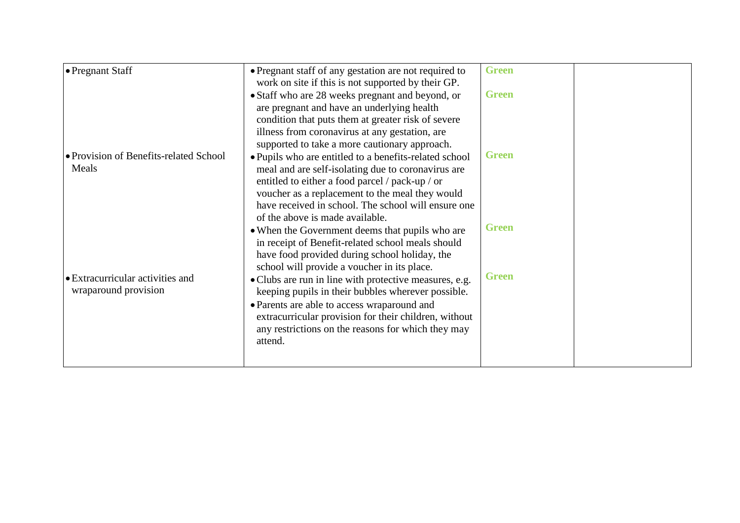| | | | |
|---|---|---|---|
| • Pregnant Staff | • Pregnant staff of any gestation are not required to work on site if this is not supported by their GP.<br>• Staff who are 28 weeks pregnant and beyond, or are pregnant and have an underlying health condition that puts them at greater risk of severe illness from coronavirus at any gestation, are supported to take a more cautionary approach. | **Green**<br><br>**Green** | |
| • Provision of Benefits-related School Meals | • Pupils who are entitled to a benefits-related school meal and are self-isolating due to coronavirus are entitled to either a food parcel / pack-up / or voucher as a replacement to the meal they would have received in school. The school will ensure one of the above is made available.<br>• When the Government deems that pupils who are in receipt of Benefit-related school meals should have food provided during school holiday, the school will provide a voucher in its place. | **Green**<br><br>**Green** | |
| • Extracurricular activities and wraparound provision | • Clubs are run in line with protective measures, e.g. keeping pupils in their bubbles wherever possible.<br>• Parents are able to access wraparound and extracurricular provision for their children, without any restrictions on the reasons for which they may attend. | **Green** | |